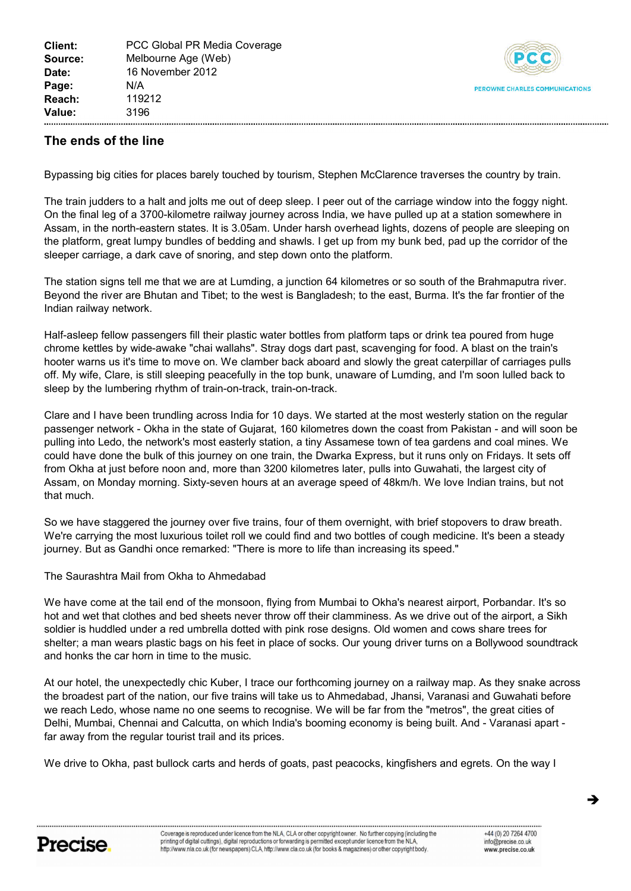| | |
|---|---|
| **Client:** | PCC Global PR Media Coverage |
| **Source:** | Melbourne Age (Web) |
| **Date:** | 16 November 2012 |
| **Page:** | N/A |
| **Reach:** | 119212 |
| **Value:** | 3196 |

## The ends of the line

Bypassing big cities for places barely touched by tourism, Stephen McClarence traverses the country by train.

The train judders to a halt and jolts me out of deep sleep. I peer out of the carriage window into the foggy night. On the final leg of a 3700-kilometre railway journey across India, we have pulled up at a station somewhere in Assam, in the north-eastern states. It is 3.05am. Under harsh overhead lights, dozens of people are sleeping on the platform, great lumpy bundles of bedding and shawls. I get up from my bunk bed, pad up the corridor of the sleeper carriage, a dark cave of snoring, and step down onto the platform.

The station signs tell me that we are at Lumding, a junction 64 kilometres or so south of the Brahmaputra river. Beyond the river are Bhutan and Tibet; to the west is Bangladesh; to the east, Burma. It's the far frontier of the Indian railway network.

Half-asleep fellow passengers fill their plastic water bottles from platform taps or drink tea poured from huge chrome kettles by wide-awake "chai wallahs". Stray dogs dart past, scavenging for food. A blast on the train's hooter warns us it's time to move on. We clamber back aboard and slowly the great caterpillar of carriages pulls off. My wife, Clare, is still sleeping peacefully in the top bunk, unaware of Lumding, and I'm soon lulled back to sleep by the lumbering rhythm of train-on-track, train-on-track.

Clare and I have been trundling across India for 10 days. We started at the most westerly station on the regular passenger network - Okha in the state of Gujarat, 160 kilometres down the coast from Pakistan - and will soon be pulling into Ledo, the network's most easterly station, a tiny Assamese town of tea gardens and coal mines. We could have done the bulk of this journey on one train, the Dwarka Express, but it runs only on Fridays. It sets off from Okha at just before noon and, more than 3200 kilometres later, pulls into Guwahati, the largest city of Assam, on Monday morning. Sixty-seven hours at an average speed of 48km/h. We love Indian trains, but not that much.

So we have staggered the journey over five trains, four of them overnight, with brief stopovers to draw breath. We're carrying the most luxurious toilet roll we could find and two bottles of cough medicine. It's been a steady journey. But as Gandhi once remarked: "There is more to life than increasing its speed."

The Saurashtra Mail from Okha to Ahmedabad

We have come at the tail end of the monsoon, flying from Mumbai to Okha's nearest airport, Porbandar. It's so hot and wet that clothes and bed sheets never throw off their clamminess. As we drive out of the airport, a Sikh soldier is huddled under a red umbrella dotted with pink rose designs. Old women and cows share trees for shelter; a man wears plastic bags on his feet in place of socks. Our young driver turns on a Bollywood soundtrack and honks the car horn in time to the music.

At our hotel, the unexpectedly chic Kuber, I trace our forthcoming journey on a railway map. As they snake across the broadest part of the nation, our five trains will take us to Ahmedabad, Jhansi, Varanasi and Guwahati before we reach Ledo, whose name no one seems to recognise. We will be far from the "metros", the great cities of Delhi, Mumbai, Chennai and Calcutta, on which India's booming economy is being built. And - Varanasi apart - far away from the regular tourist trail and its prices.

We drive to Okha, past bullock carts and herds of goats, past peacocks, kingfishers and egrets. On the way I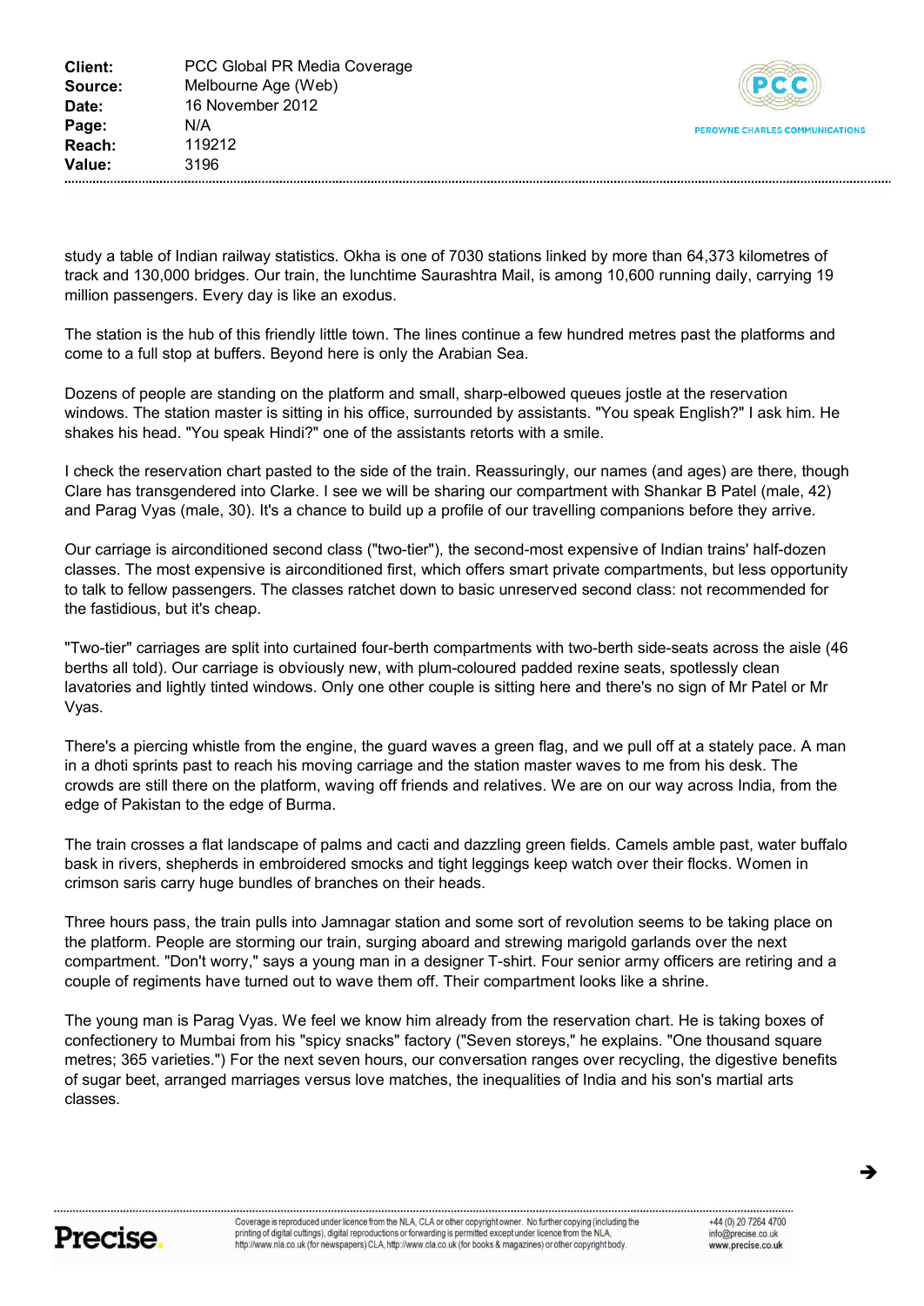study a table of Indian railway statistics. Okha is one of 7030 stations linked by more than 64,373 kilometres of track and 130,000 bridges. Our train, the lunchtime Saurashtra Mail, is among 10,600 running daily, carrying 19 million passengers. Every day is like an exodus.

The station is the hub of this friendly little town. The lines continue a few hundred metres past the platforms and come to a full stop at buffers. Beyond here is only the Arabian Sea.

Dozens of people are standing on the platform and small, sharp-elbowed queues jostle at the reservation windows. The station master is sitting in his office, surrounded by assistants. "You speak English?" I ask him. He shakes his head. "You speak Hindi?" one of the assistants retorts with a smile.

I check the reservation chart pasted to the side of the train. Reassuringly, our names (and ages) are there, though Clare has transgendered into Clarke. I see we will be sharing our compartment with Shankar B Patel (male, 42) and Parag Vyas (male, 30). It's a chance to build up a profile of our travelling companions before they arrive.

Our carriage is airconditioned second class ("two-tier"), the second-most expensive of Indian trains' half-dozen classes. The most expensive is airconditioned first, which offers smart private compartments, but less opportunity to talk to fellow passengers. The classes ratchet down to basic unreserved second class: not recommended for the fastidious, but it's cheap.

"Two-tier" carriages are split into curtained four-berth compartments with two-berth side-seats across the aisle (46 berths all told). Our carriage is obviously new, with plum-coloured padded rexine seats, spotlessly clean lavatories and lightly tinted windows. Only one other couple is sitting here and there's no sign of Mr Patel or Mr Vyas.

There's a piercing whistle from the engine, the guard waves a green flag, and we pull off at a stately pace. A man in a dhoti sprints past to reach his moving carriage and the station master waves to me from his desk. The crowds are still there on the platform, waving off friends and relatives. We are on our way across India, from the edge of Pakistan to the edge of Burma.

The train crosses a flat landscape of palms and cacti and dazzling green fields. Camels amble past, water buffalo bask in rivers, shepherds in embroidered smocks and tight leggings keep watch over their flocks. Women in crimson saris carry huge bundles of branches on their heads.

Three hours pass, the train pulls into Jamnagar station and some sort of revolution seems to be taking place on the platform. People are storming our train, surging aboard and strewing marigold garlands over the next compartment. "Don't worry," says a young man in a designer T-shirt. Four senior army officers are retiring and a couple of regiments have turned out to wave them off. Their compartment looks like a shrine.

The young man is Parag Vyas. We feel we know him already from the reservation chart. He is taking boxes of confectionery to Mumbai from his "spicy snacks" factory ("Seven storeys," he explains. "One thousand square metres; 365 varieties.") For the next seven hours, our conversation ranges over recycling, the digestive benefits of sugar beet, arranged marriages versus love matches, the inequalities of India and his son's martial arts classes.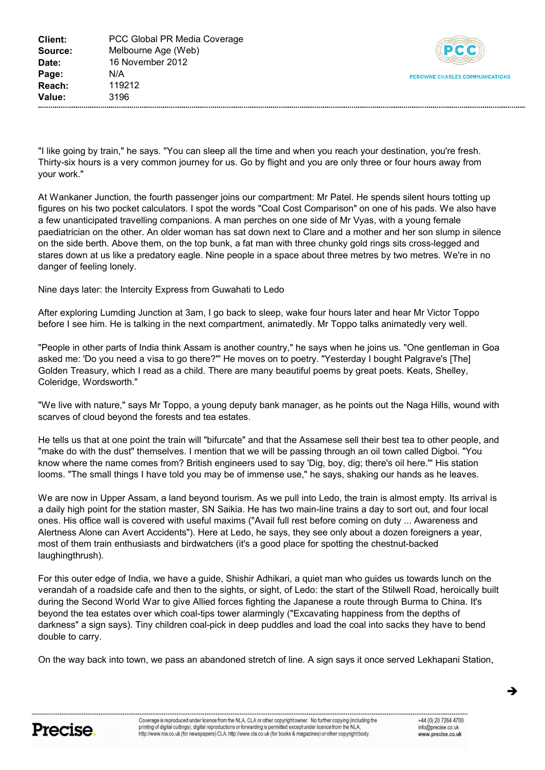"I like going by train," he says. "You can sleep all the time and when you reach your destination, you're fresh. Thirty-six hours is a very common journey for us. Go by flight and you are only three or four hours away from your work."

At Wankaner Junction, the fourth passenger joins our compartment: Mr Patel. He spends silent hours totting up figures on his two pocket calculators. I spot the words "Coal Cost Comparison" on one of his pads. We also have a few unanticipated travelling companions. A man perches on one side of Mr Vyas, with a young female paediatrician on the other. An older woman has sat down next to Clare and a mother and her son slump in silence on the side berth. Above them, on the top bunk, a fat man with three chunky gold rings sits cross-legged and stares down at us like a predatory eagle. Nine people in a space about three metres by two metres. We're in no danger of feeling lonely.

Nine days later: the Intercity Express from Guwahati to Ledo

After exploring Lumding Junction at 3am, I go back to sleep, wake four hours later and hear Mr Victor Toppo before I see him. He is talking in the next compartment, animatedly. Mr Toppo talks animatedly very well.

"People in other parts of India think Assam is another country," he says when he joins us. "One gentleman in Goa asked me: 'Do you need a visa to go there?'" He moves on to poetry. "Yesterday I bought Palgrave's [The] Golden Treasury, which I read as a child. There are many beautiful poems by great poets. Keats, Shelley, Coleridge, Wordsworth."

"We live with nature," says Mr Toppo, a young deputy bank manager, as he points out the Naga Hills, wound with scarves of cloud beyond the forests and tea estates.

He tells us that at one point the train will "bifurcate" and that the Assamese sell their best tea to other people, and "make do with the dust" themselves. I mention that we will be passing through an oil town called Digboi. "You know where the name comes from? British engineers used to say 'Dig, boy, dig; there's oil here.'" His station looms. "The small things I have told you may be of immense use," he says, shaking our hands as he leaves.

We are now in Upper Assam, a land beyond tourism. As we pull into Ledo, the train is almost empty. Its arrival is a daily high point for the station master, SN Saikia. He has two main-line trains a day to sort out, and four local ones. His office wall is covered with useful maxims ("Avail full rest before coming on duty ... Awareness and Alertness Alone can Avert Accidents"). Here at Ledo, he says, they see only about a dozen foreigners a year, most of them train enthusiasts and birdwatchers (it's a good place for spotting the chestnut-backed laughingthrush).

For this outer edge of India, we have a guide, Shishir Adhikari, a quiet man who guides us towards lunch on the verandah of a roadside cafe and then to the sights, or sight, of Ledo: the start of the Stilwell Road, heroically built during the Second World War to give Allied forces fighting the Japanese a route through Burma to China. It's beyond the tea estates over which coal-tips tower alarmingly ("Excavating happiness from the depths of darkness" a sign says). Tiny children coal-pick in deep puddles and load the coal into sacks they have to bend double to carry.

On the way back into town, we pass an abandoned stretch of line. A sign says it once served Lekhapani Station,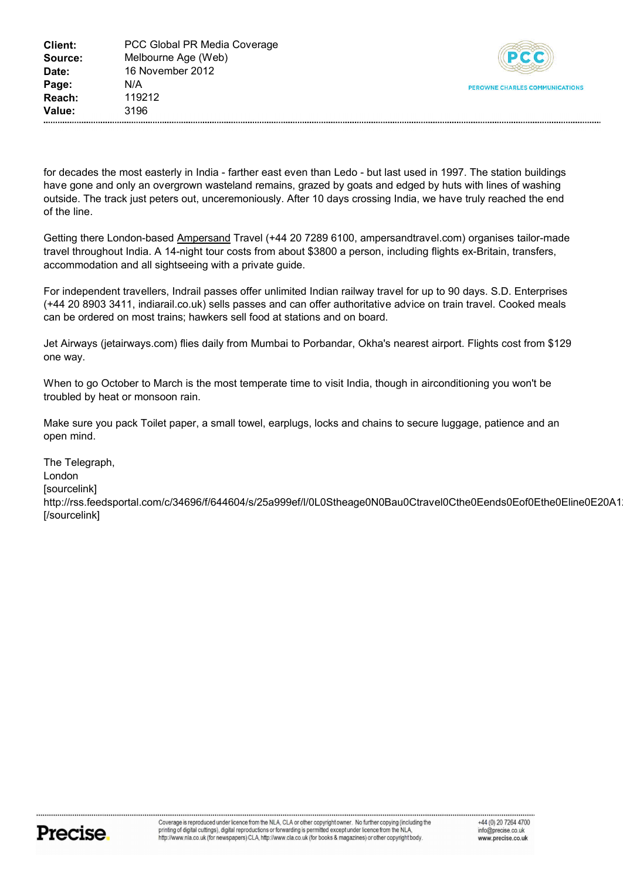| | |
|---|---|
| **Client:** | PCC Global PR Media Coverage |
| **Source:** | Melbourne Age (Web) |
| **Date:** | 16 November 2012 |
| **Page:** | N/A |
| **Reach:** | 119212 |
| **Value:** | 3196 |

for decades the most easterly in India - farther east even than Ledo - but last used in 1997. The station buildings have gone and only an overgrown wasteland remains, grazed by goats and edged by huts with lines of washing outside. The track just peters out, unceremoniously. After 10 days crossing India, we have truly reached the end of the line.

Getting there London-based Ampersand Travel (+44 20 7289 6100, ampersandtravel.com) organises tailor-made travel throughout India. A 14-night tour costs from about $3800 a person, including flights ex-Britain, transfers, accommodation and all sightseeing with a private guide.

For independent travellers, Indrail passes offer unlimited Indian railway travel for up to 90 days. S.D. Enterprises (+44 20 8903 3411, indiarail.co.uk) sells passes and can offer authoritative advice on train travel. Cooked meals can be ordered on most trains; hawkers sell food at stations and on board.

Jet Airways (jetairways.com) flies daily from Mumbai to Porbandar, Okha's nearest airport. Flights cost from $129 one way.

When to go October to March is the most temperate time to visit India, though in airconditioning you won't be troubled by heat or monsoon rain.

Make sure you pack Toilet paper, a small towel, earplugs, locks and chains to secure luggage, patience and an open mind.

The Telegraph,
London
[sourcelink]
http://rss.feedsportal.com/c/34696/f/644604/s/25a999ef/l/0L0Stheage0N0Bau0Ctravel0Cthe0Eends0Eof0Ethe0Eline0E20A1
[/sourcelink]